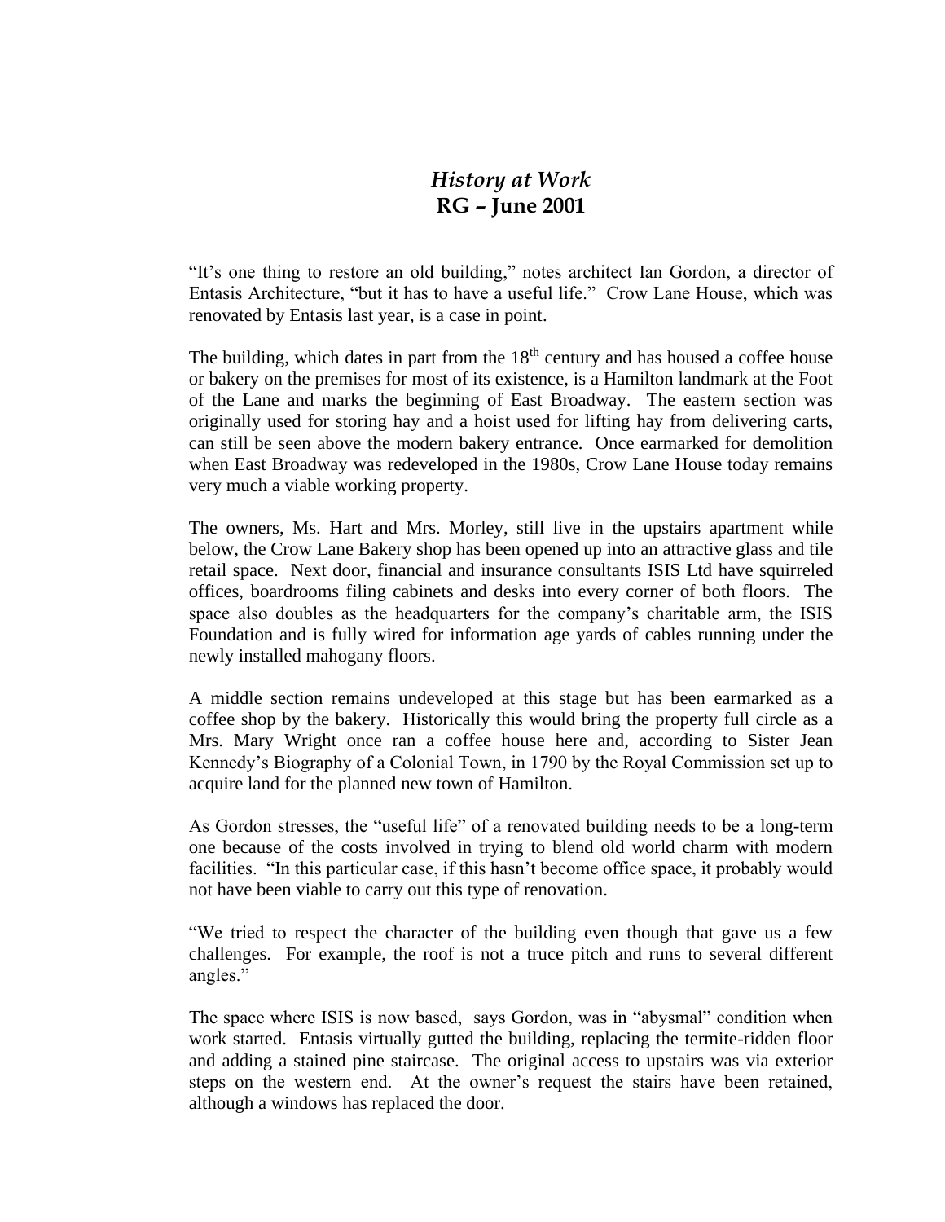# *History at Work*
## RG – June 2001

"It's one thing to restore an old building," notes architect Ian Gordon, a director of Entasis Architecture, "but it has to have a useful life." Crow Lane House, which was renovated by Entasis last year, is a case in point.

The building, which dates in part from the 18th century and has housed a coffee house or bakery on the premises for most of its existence, is a Hamilton landmark at the Foot of the Lane and marks the beginning of East Broadway. The eastern section was originally used for storing hay and a hoist used for lifting hay from delivering carts, can still be seen above the modern bakery entrance. Once earmarked for demolition when East Broadway was redeveloped in the 1980s, Crow Lane House today remains very much a viable working property.

The owners, Ms. Hart and Mrs. Morley, still live in the upstairs apartment while below, the Crow Lane Bakery shop has been opened up into an attractive glass and tile retail space. Next door, financial and insurance consultants ISIS Ltd have squirreled offices, boardrooms filing cabinets and desks into every corner of both floors. The space also doubles as the headquarters for the company's charitable arm, the ISIS Foundation and is fully wired for information age yards of cables running under the newly installed mahogany floors.

A middle section remains undeveloped at this stage but has been earmarked as a coffee shop by the bakery. Historically this would bring the property full circle as a Mrs. Mary Wright once ran a coffee house here and, according to Sister Jean Kennedy's Biography of a Colonial Town, in 1790 by the Royal Commission set up to acquire land for the planned new town of Hamilton.

As Gordon stresses, the "useful life" of a renovated building needs to be a long-term one because of the costs involved in trying to blend old world charm with modern facilities. "In this particular case, if this hasn't become office space, it probably would not have been viable to carry out this type of renovation.

"We tried to respect the character of the building even though that gave us a few challenges. For example, the roof is not a truce pitch and runs to several different angles."

The space where ISIS is now based, says Gordon, was in "abysmal" condition when work started. Entasis virtually gutted the building, replacing the termite-ridden floor and adding a stained pine staircase. The original access to upstairs was via exterior steps on the western end. At the owner's request the stairs have been retained, although a windows has replaced the door.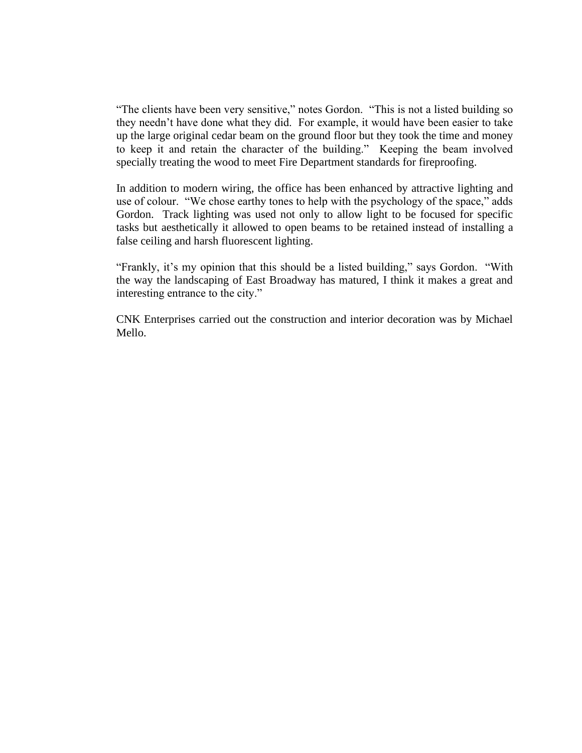"The clients have been very sensitive," notes Gordon. "This is not a listed building so they needn't have done what they did. For example, it would have been easier to take up the large original cedar beam on the ground floor but they took the time and money to keep it and retain the character of the building." Keeping the beam involved specially treating the wood to meet Fire Department standards for fireproofing.

In addition to modern wiring, the office has been enhanced by attractive lighting and use of colour. "We chose earthy tones to help with the psychology of the space," adds Gordon. Track lighting was used not only to allow light to be focused for specific tasks but aesthetically it allowed to open beams to be retained instead of installing a false ceiling and harsh fluorescent lighting.

"Frankly, it's my opinion that this should be a listed building," says Gordon. "With the way the landscaping of East Broadway has matured, I think it makes a great and interesting entrance to the city."

CNK Enterprises carried out the construction and interior decoration was by Michael Mello.